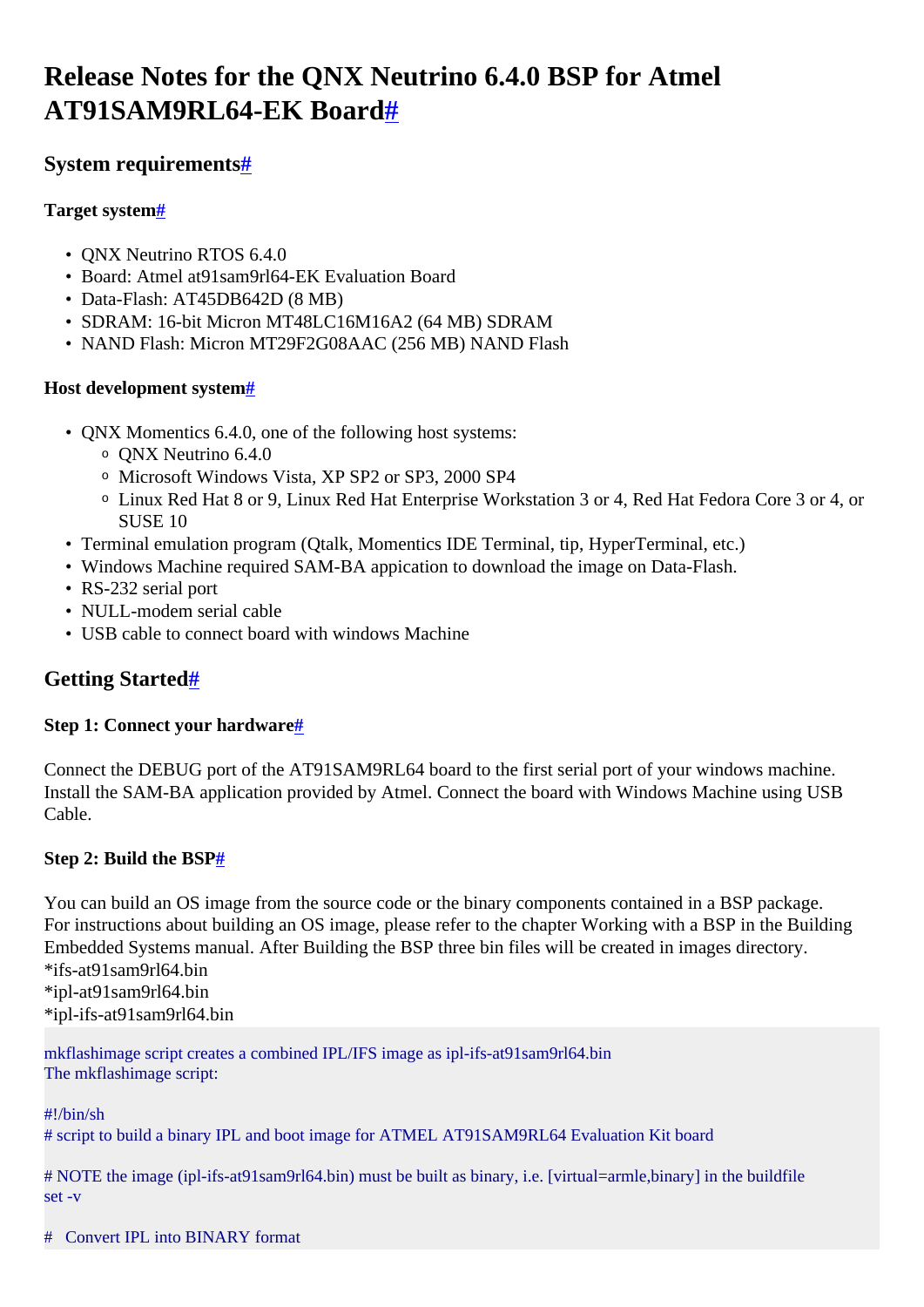# Release Notes for the QNX Neutrino 6.4.0 BSP for Atmel AT91SAM9RL64-EK Board#

## System requirements#

### Target system#

- QNX Neutrino RTOS 6.4.0
- Board: Atmel at91sam9rl64-EK Evaluation Board
- Data-Flash: AT45DB642D (8 MB)
- SDRAM: 16-bit Micron MT48LC16M16A2 (64 MB) SDRAM
- NAND Flash: Micron MT29F2G08AAC (256 MB) NAND Flash

### Host development system#

- QNX Momentics 6.4.0, one of the following host systems:
  - QNX Neutrino 6.4.0
  - Microsoft Windows Vista, XP SP2 or SP3, 2000 SP4
  - Linux Red Hat 8 or 9, Linux Red Hat Enterprise Workstation 3 or 4, Red Hat Fedora Core 3 or 4, or SUSE 10
- Terminal emulation program (Qtalk, Momentics IDE Terminal, tip, HyperTerminal, etc.)
- Windows Machine required SAM-BA appication to download the image on Data-Flash.
- RS-232 serial port
- NULL-modem serial cable
- USB cable to connect board with windows Machine

## Getting Started#

### Step 1: Connect your hardware#

Connect the DEBUG port of the AT91SAM9RL64 board to the first serial port of your windows machine. Install the SAM-BA application provided by Atmel. Connect the board with Windows Machine using USB Cable.

### Step 2: Build the BSP#

You can build an OS image from the source code or the binary components contained in a BSP package. For instructions about building an OS image, please refer to the chapter Working with a BSP in the Building Embedded Systems manual. After Building the BSP three bin files will be created in images directory.
*ifs-at91sam9rl64.bin
*ipl-at91sam9rl64.bin
*ipl-ifs-at91sam9rl64.bin

```
mkflashimage script creates a combined IPL/IFS image as ipl-ifs-at91sam9rl64.bin
The mkflashimage script:

#!/bin/sh
# script to build a binary IPL and boot image for ATMEL AT91SAM9RL64 Evaluation Kit board

# NOTE the image (ipl-ifs-at91sam9rl64.bin) must be built as binary, i.e. [virtual=armle,binary] in the buildfile
set -v

#   Convert IPL into BINARY format
```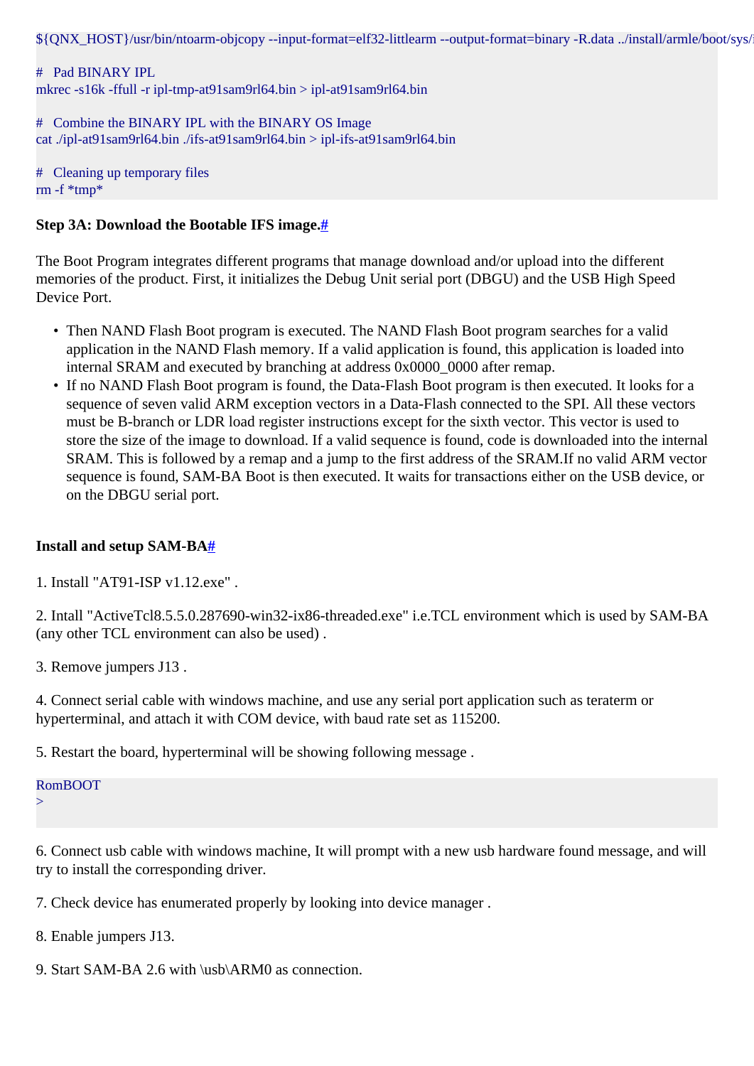```
${QNX_HOST}/usr/bin/ntoarm-objcopy --input-format=elf32-littlearm --output-format=binary -R.data ../install/armle/boot/sys/i

#   Pad BINARY IPL
mkrec -s16k -ffull -r ipl-tmp-at91sam9rl64.bin > ipl-at91sam9rl64.bin

#   Combine the BINARY IPL with the BINARY OS Image
cat ./ipl-at91sam9rl64.bin ./ifs-at91sam9rl64.bin > ipl-ifs-at91sam9rl64.bin

#   Cleaning up temporary files
rm -f *tmp*
```

### Step 3A: Download the Bootable IFS image.#

The Boot Program integrates different programs that manage download and/or upload into the different memories of the product. First, it initializes the Debug Unit serial port (DBGU) and the USB High Speed Device Port.

- Then NAND Flash Boot program is executed. The NAND Flash Boot program searches for a valid application in the NAND Flash memory. If a valid application is found, this application is loaded into internal SRAM and executed by branching at address 0x0000_0000 after remap.
- If no NAND Flash Boot program is found, the Data-Flash Boot program is then executed. It looks for a sequence of seven valid ARM exception vectors in a Data-Flash connected to the SPI. All these vectors must be B-branch or LDR load register instructions except for the sixth vector. This vector is used to store the size of the image to download. If a valid sequence is found, code is downloaded into the internal SRAM. This is followed by a remap and a jump to the first address of the SRAM.If no valid ARM vector sequence is found, SAM-BA Boot is then executed. It waits for transactions either on the USB device, or on the DBGU serial port.

### Install and setup SAM-BA#

1. Install "AT91-ISP v1.12.exe" .

2. Intall "ActiveTcl8.5.5.0.287690-win32-ix86-threaded.exe" i.e.TCL environment which is used by SAM-BA (any other TCL environment can also be used) .

3. Remove jumpers J13 .

4. Connect serial cable with windows machine, and use any serial port application such as teraterm or hyperterminal, and attach it with COM device, with baud rate set as 115200.

5. Restart the board, hyperterminal will be showing following message .

```
RomBOOT
>
```

6. Connect usb cable with windows machine, It will prompt with a new usb hardware found message, and will try to install the corresponding driver.

7. Check device has enumerated properly by looking into device manager .

8. Enable jumpers J13.

9. Start SAM-BA 2.6 with \usb\ARM0 as connection.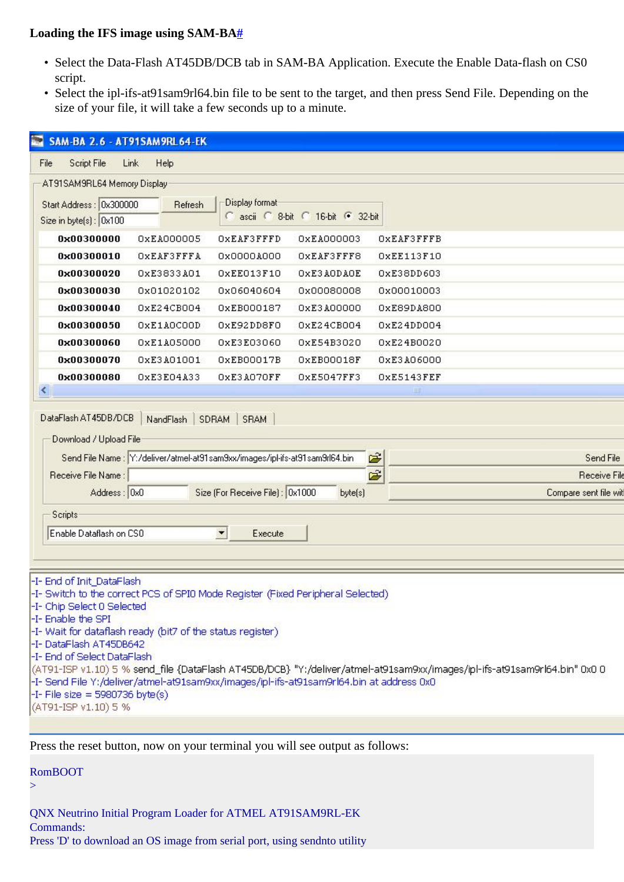### Loading the IFS image using SAM-BA#

- Select the Data-Flash AT45DB/DCB tab in SAM-BA Application. Execute the Enable Data-flash on CS0 script.
- Select the ipl-ifs-at91sam9rl64.bin file to be sent to the target, and then press Send File. Depending on the size of your file, it will take a few seconds up to a minute.

```
SAM-BA 2.6 - AT91SAM9RL64-EK
File   Script File   Link   Help
AT91SAM9RL64 Memory Display
Start Address : 0x300000    Refresh    Display format
Size in byte(s) : 0x100                ascii  8-bit  16-bit  32-bit

0x00300000  0xEA000005  0xEAF3FFFD  0xEA000003  0xEAF3FFFB
0x00300010  0xEAF3FFFA  0x0000A000  0xEAF3FFF8  0xEE113F10
0x00300020  0xE3833A01  0xEE013F10  0xE3A0DA0E  0xE38DD603
0x00300030  0x01020102  0x06040604  0x00080008  0x00010003
0x00300040  0xE24CB004  0xEB000187  0xE3A00000  0xE89DA800
0x00300050  0xE1A0C00D  0xE92DD8F0  0xE24CB004  0xE24DD004
0x00300060  0xE1A05000  0xE3E03060  0xE54B3020  0xE24B0020
0x00300070  0xE3A01001  0xEB00017B  0xEB00018F  0xE3A06000
0x00300080  0xE3E04A33  0xE3A070FF  0xE5047FF3  0xE5143FEF

DataFlash AT45DB/DCB | NandFlash | SDRAM | SRAM
Download / Upload File
Send File Name : Y:/deliver/atmel-at91sam9xx/images/ipl-ifs-at91sam9rl64.bin    Send File
Receive File Name :                                                             Receive File
Address : 0x0     Size (For Receive File) : 0x1000  byte(s)                     Compare sent file wit
Scripts
Enable Dataflash on CS0    Execute

-I- End of Init_DataFlash
-I- Switch to the correct PCS of SPI0 Mode Register (Fixed Peripheral Selected)
-I- Chip Select 0 Selected
-I- Enable the SPI
-I- Wait for dataflash ready (bit7 of the status register)
-I- DataFlash AT45DB642
-I- End of Select DataFlash
(AT91-ISP v1.10) 5 % send_file {DataFlash AT45DB/DCB} "Y:/deliver/atmel-at91sam9xx/images/ipl-ifs-at91sam9rl64.bin" 0x0 0
-I- Send File Y:/deliver/atmel-at91sam9xx/images/ipl-ifs-at91sam9rl64.bin at address 0x0
-I- File size = 5980736 byte(s)
(AT91-ISP v1.10) 5 %
```

Press the reset button, now on your terminal you will see output as follows:

```
RomBOOT
>

QNX Neutrino Initial Program Loader for ATMEL AT91SAM9RL-EK
Commands:
Press 'D' to download an OS image from serial port, using sendnto utility
```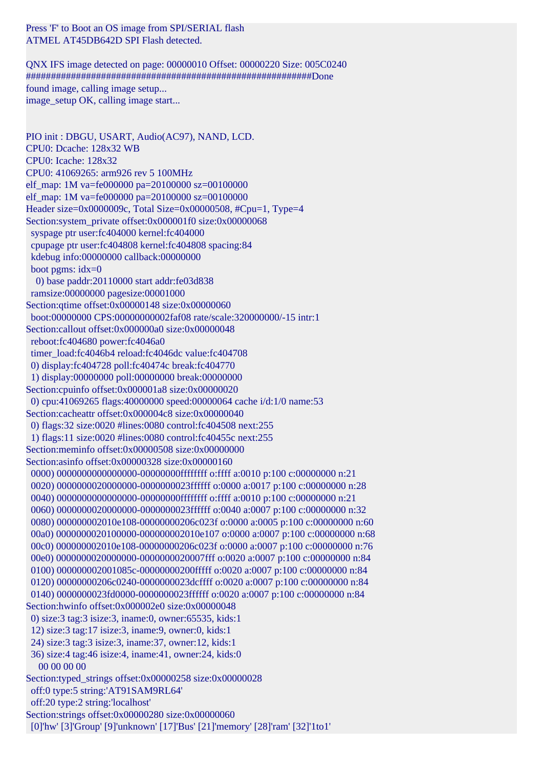```
Press 'F' to Boot an OS image from SPI/SERIAL flash
ATMEL AT45DB642D SPI Flash detected.

QNX IFS image detected on page: 00000010 Offset: 00000220 Size: 005C0240
#########################################################Done
found image, calling image setup...
image_setup OK, calling image start...


PIO init : DBGU, USART, Audio(AC97), NAND, LCD.
CPU0: Dcache: 128x32 WB
CPU0: Icache: 128x32
CPU0: 41069265: arm926 rev 5 100MHz
elf_map: 1M va=fe000000 pa=20100000 sz=00100000
elf_map: 1M va=fe000000 pa=20100000 sz=00100000
Header size=0x0000009c, Total Size=0x00000508, #Cpu=1, Type=4
Section:system_private offset:0x000001f0 size:0x00000068
  syspage ptr user:fc404000 kernel:fc404000
  cpupage ptr user:fc404808 kernel:fc404808 spacing:84
  kdebug info:00000000 callback:00000000
  boot pgms: idx=0
    0) base paddr:20110000 start addr:fe03d838
  ramsize:00000000 pagesize:00001000
Section:qtime offset:0x00000148 size:0x00000060
  boot:00000000 CPS:00000000002faf08 rate/scale:320000000/-15 intr:1
Section:callout offset:0x000000a0 size:0x00000048
  reboot:fc404680 power:fc4046a0
  timer_load:fc4046b4 reload:fc4046dc value:fc404708
  0) display:fc404728 poll:fc40474c break:fc404770
  1) display:00000000 poll:00000000 break:00000000
Section:cpuinfo offset:0x000001a8 size:0x00000020
  0) cpu:41069265 flags:40000000 speed:00000064 cache i/d:1/0 name:53
Section:cacheattr offset:0x000004c8 size:0x00000040
  0) flags:32 size:0020 #lines:0080 control:fc404508 next:255
  1) flags:11 size:0020 #lines:0080 control:fc40455c next:255
Section:meminfo offset:0x00000508 size:0x00000000
Section:asinfo offset:0x00000328 size:0x00000160
  0000) 0000000000000000-00000000ffffffff o:ffff a:0010 p:100 c:00000000 n:21
  0020) 0000000020000000-0000000023ffffff o:0000 a:0017 p:100 c:00000000 n:28
  0040) 0000000000000000-00000000ffffffff o:ffff a:0010 p:100 c:00000000 n:21
  0060) 0000000020000000-0000000023ffffff o:0040 a:0007 p:100 c:00000000 n:32
  0080) 000000002010e108-00000000206c023f o:0000 a:0005 p:100 c:00000000 n:60
  00a0) 0000000020100000-000000002010e107 o:0000 a:0007 p:100 c:00000000 n:68
  00c0) 000000002010e108-00000000206c023f o:0000 a:0007 p:100 c:00000000 n:76
  00e0) 0000000020000000-0000000020007fff o:0020 a:0007 p:100 c:00000000 n:84
  0100) 000000002001085c-00000000200fffff o:0020 a:0007 p:100 c:00000000 n:84
  0120) 00000000206c0240-0000000023dcffff o:0020 a:0007 p:100 c:00000000 n:84
  0140) 0000000023fd0000-0000000023ffffff o:0020 a:0007 p:100 c:00000000 n:84
Section:hwinfo offset:0x000002e0 size:0x00000048
  0) size:3 tag:3 isize:3, iname:0, owner:65535, kids:1
  12) size:3 tag:17 isize:3, iname:9, owner:0, kids:1
  24) size:3 tag:3 isize:3, iname:37, owner:12, kids:1
  36) size:4 tag:46 isize:4, iname:41, owner:24, kids:0
     00 00 00 00
Section:typed_strings offset:0x00000258 size:0x00000028
  off:0 type:5 string:'AT91SAM9RL64'
  off:20 type:2 string:'localhost'
Section:strings offset:0x00000280 size:0x00000060
  [0]'hw' [3]'Group' [9]'unknown' [17]'Bus' [21]'memory' [28]'ram' [32]'1to1'
```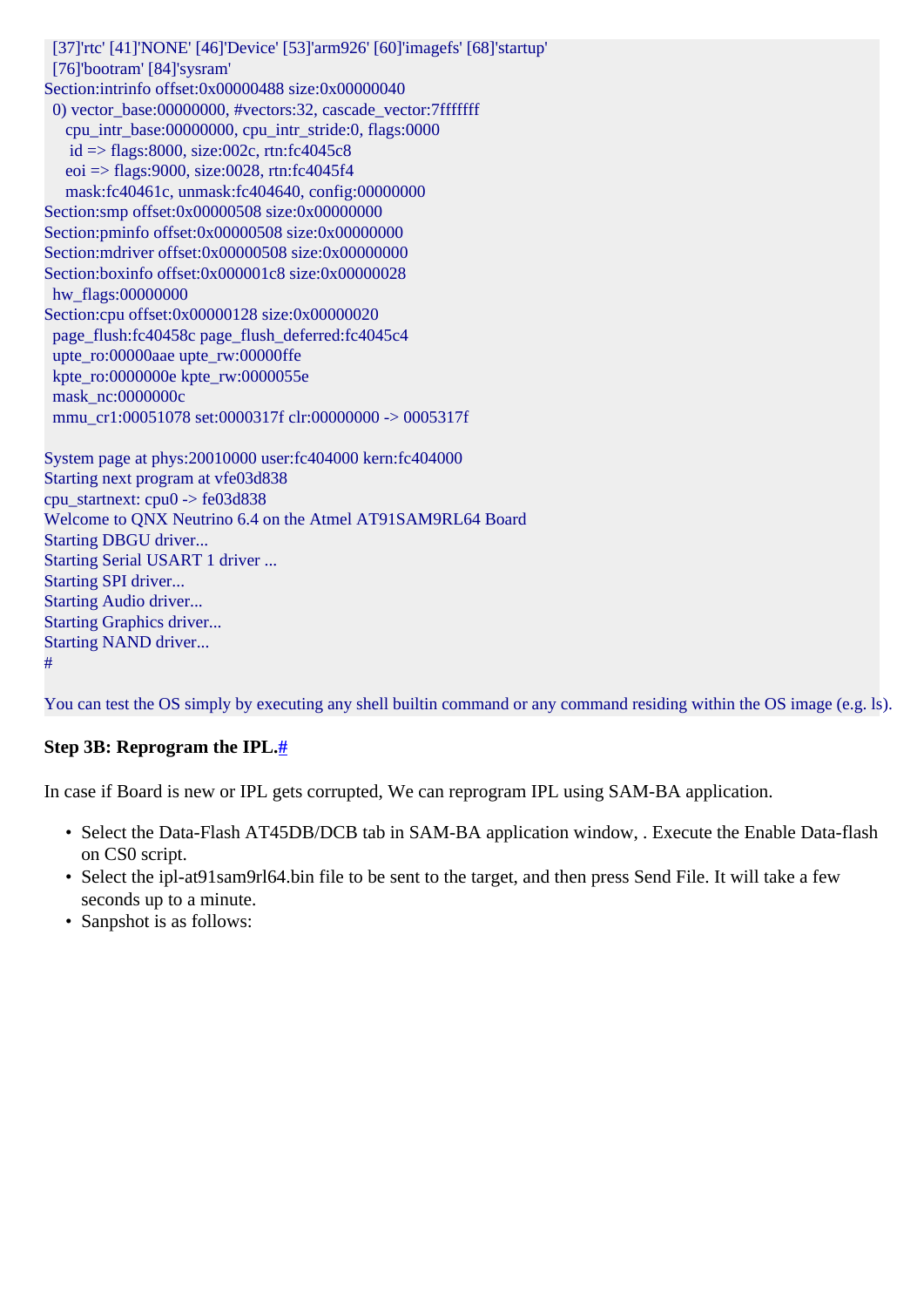```
  [37]'rtc' [41]'NONE' [46]'Device' [53]'arm926' [60]'imagefs' [68]'startup'
  [76]'bootram' [84]'sysram'
Section:intrinfo offset:0x00000488 size:0x00000040
  0) vector_base:00000000, #vectors:32, cascade_vector:7fffffff
     cpu_intr_base:00000000, cpu_intr_stride:0, flags:0000
      id => flags:8000, size:002c, rtn:fc4045c8
     eoi => flags:9000, size:0028, rtn:fc4045f4
     mask:fc40461c, unmask:fc404640, config:00000000
Section:smp offset:0x00000508 size:0x00000000
Section:pminfo offset:0x00000508 size:0x00000000
Section:mdriver offset:0x00000508 size:0x00000000
Section:boxinfo offset:0x000001c8 size:0x00000028
  hw_flags:00000000
Section:cpu offset:0x00000128 size:0x00000020
  page_flush:fc40458c page_flush_deferred:fc4045c4
  upte_ro:00000aae upte_rw:00000ffe
  kpte_ro:0000000e kpte_rw:0000055e
  mask_nc:0000000c
  mmu_cr1:00051078 set:0000317f clr:00000000 -> 0005317f

System page at phys:20010000 user:fc404000 kern:fc404000
Starting next program at vfe03d838
cpu_startnext: cpu0 -> fe03d838
Welcome to QNX Neutrino 6.4 on the Atmel AT91SAM9RL64 Board
Starting DBGU driver...
Starting Serial USART 1 driver ...
Starting SPI driver...
Starting Audio driver...
Starting Graphics driver...
Starting NAND driver...
#

You can test the OS simply by executing any shell builtin command or any command residing within the OS image (e.g. ls).
```

### Step 3B: Reprogram the IPL.#

In case if Board is new or IPL gets corrupted, We can reprogram IPL using SAM-BA application.

- Select the Data-Flash AT45DB/DCB tab in SAM-BA application window, . Execute the Enable Data-flash on CS0 script.
- Select the ipl-at91sam9rl64.bin file to be sent to the target, and then press Send File. It will take a few seconds up to a minute.
- Sanpshot is as follows: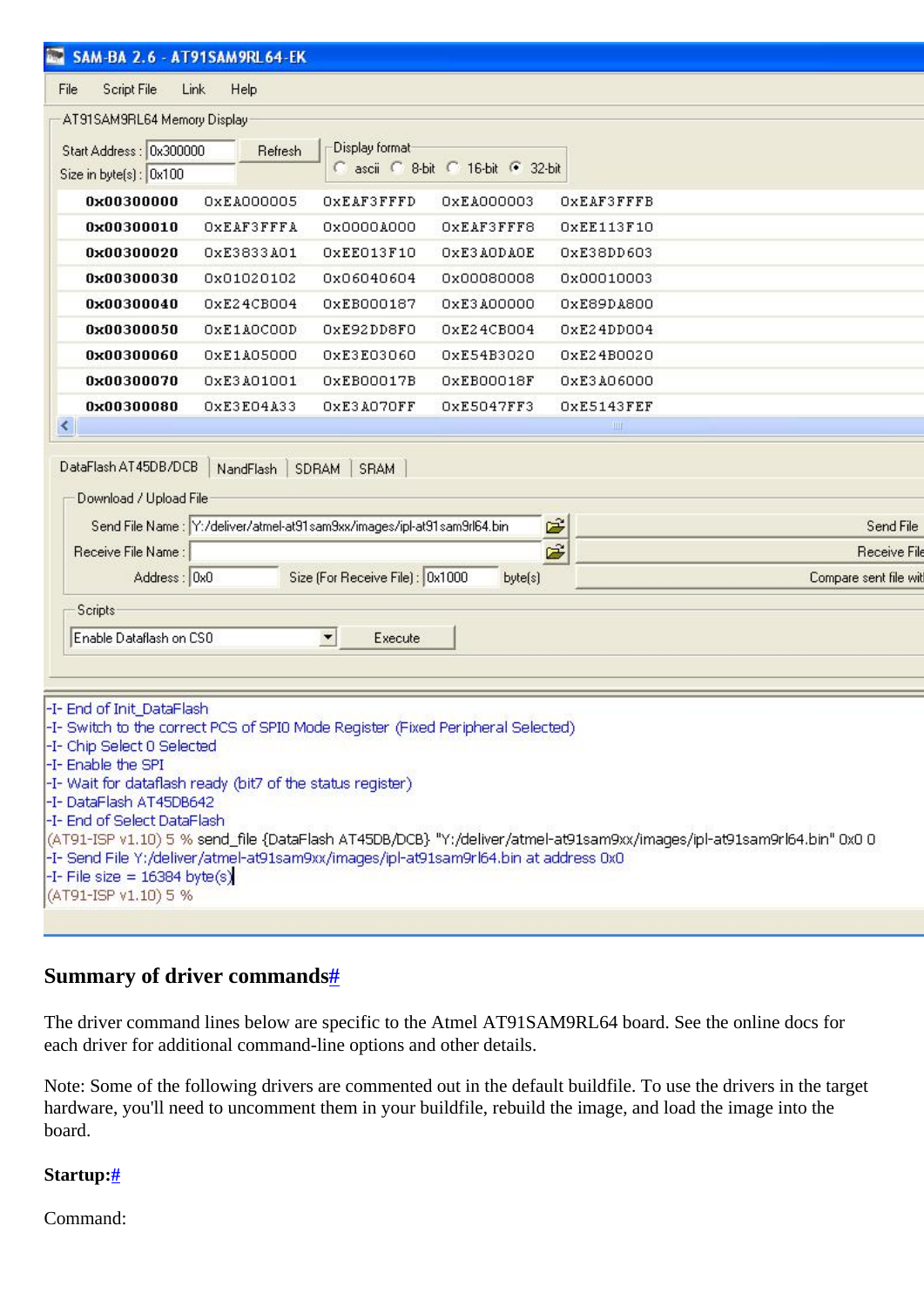SAM-BA 2.6 - AT91SAM9RL64-EK

File  Script File  Link  Help

AT91SAM9RL64 Memory Display

Start Address : 0x300000  Refresh  Display format: ascii  8-bit  16-bit  32-bit

Size in byte(s) : 0x100

| | | | | |
|---|---|---|---|---|
| 0x00300000 | 0xEA000005 | 0xEAF3FFFD | 0xEA000003 | 0xEAF3FFFB |
| 0x00300010 | 0xEAF3FFFA | 0x0000A000 | 0xEAF3FFF8 | 0xEE113F10 |
| 0x00300020 | 0xE3833A01 | 0xEE013F10 | 0xE3A0DA0E | 0xE38DD603 |
| 0x00300030 | 0x01020102 | 0x06040604 | 0x00080008 | 0x00010003 |
| 0x00300040 | 0xE24CB004 | 0xEB000187 | 0xE3A00000 | 0xE89DA800 |
| 0x00300050 | 0xE1A0C00D | 0xE92DD8F0 | 0xE24CB004 | 0xE24DD004 |
| 0x00300060 | 0xE1A05000 | 0xE3E03060 | 0xE54B3020 | 0xE24B0020 |
| 0x00300070 | 0xE3A01001 | 0xEB00017B | 0xEB00018F | 0xE3A06000 |
| 0x00300080 | 0xE3E04A33 | 0xE3A070FF | 0xE5047FF3 | 0xE5143FEF |

DataFlash AT45DB/DCB | NandFlash | SDRAM | SRAM

Download / Upload File

Send File Name : Y:/deliver/atmel-at91sam9xx/images/ipl-at91sam9rl64.bin  Send File

Receive File Name :  Receive File

Address : 0x0  Size (For Receive File) : 0x1000 byte(s)  Compare sent file wit

Scripts

Enable Dataflash on CS0  Execute

```
-I- End of Init_DataFlash
-I- Switch to the correct PCS of SPI0 Mode Register (Fixed Peripheral Selected)
-I- Chip Select 0 Selected
-I- Enable the SPI
-I- Wait for dataflash ready (bit7 of the status register)
-I- DataFlash AT45DB642
-I- End of Select DataFlash
(AT91-ISP v1.10) 5 % send_file {DataFlash AT45DB/DCB} "Y:/deliver/atmel-at91sam9xx/images/ipl-at91sam9rl64.bin" 0x0 0
-I- Send File Y:/deliver/atmel-at91sam9xx/images/ipl-at91sam9rl64.bin at address 0x0
-I- File size = 16384 byte(s)
(AT91-ISP v1.10) 5 %
```

## Summary of driver commands#

The driver command lines below are specific to the Atmel AT91SAM9RL64 board. See the online docs for each driver for additional command-line options and other details.

Note: Some of the following drivers are commented out in the default buildfile. To use the drivers in the target hardware, you'll need to uncomment them in your buildfile, rebuild the image, and load the image into the board.

### Startup:#

Command: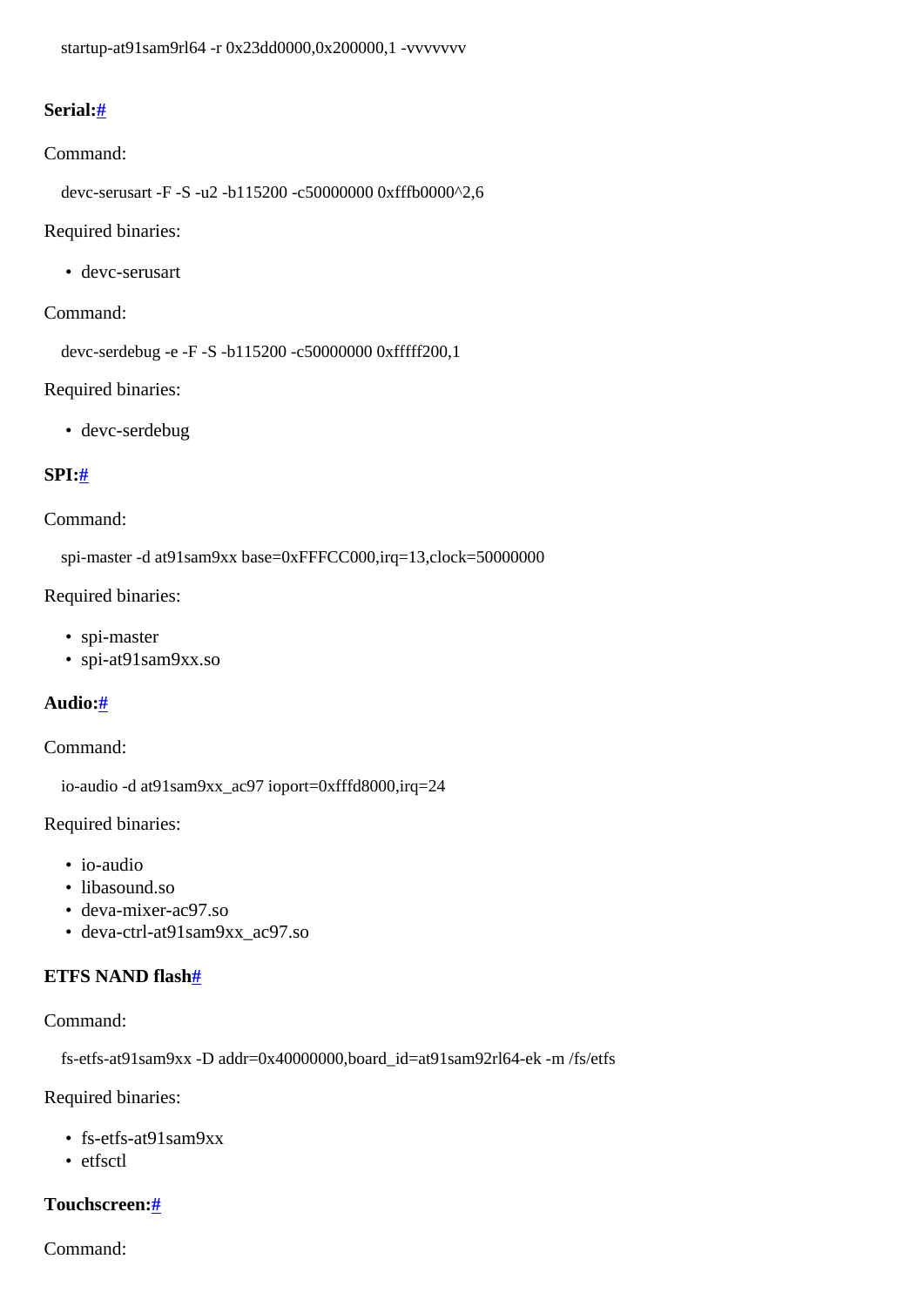```
startup-at91sam9rl64 -r 0x23dd0000,0x200000,1 -vvvvvvv
```

### Serial:#

Command:

```
devc-serusart -F -S -u2 -b115200 -c50000000 0xfffb0000^2,6
```

Required binaries:

- devc-serusart

Command:

```
devc-serdebug -e -F -S -b115200 -c50000000 0xfffff200,1
```

Required binaries:

- devc-serdebug

### SPI:#

Command:

```
spi-master -d at91sam9xx base=0xFFFCC000,irq=13,clock=50000000
```

Required binaries:

- spi-master
- spi-at91sam9xx.so

### Audio:#

Command:

```
io-audio -d at91sam9xx_ac97 ioport=0xfffd8000,irq=24
```

Required binaries:

- io-audio
- libasound.so
- deva-mixer-ac97.so
- deva-ctrl-at91sam9xx_ac97.so

### ETFS NAND flash#

Command:

```
fs-etfs-at91sam9xx -D addr=0x40000000,board_id=at91sam92rl64-ek -m /fs/etfs
```

Required binaries:

- fs-etfs-at91sam9xx
- etfsctl

### Touchscreen:#

Command: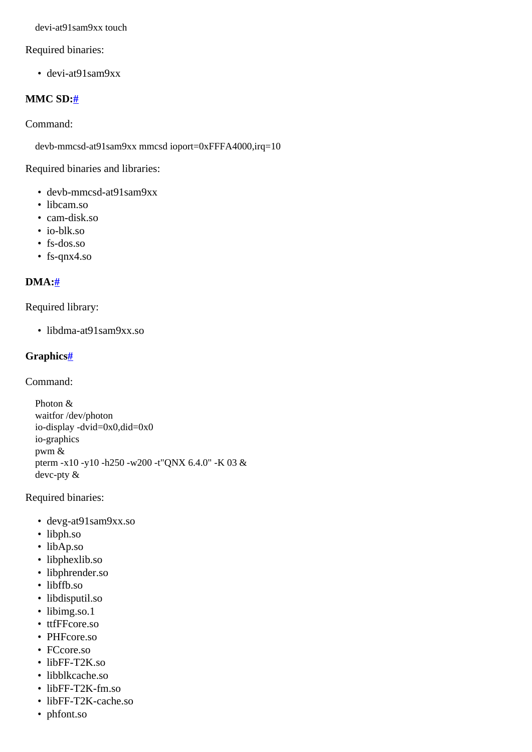```
devi-at91sam9xx touch
```

Required binaries:

- devi-at91sam9xx

**MMC SD:**[#]

Command:

```
devb-mmcsd-at91sam9xx mmcsd ioport=0xFFFA4000,irq=10
```

Required binaries and libraries:

- devb-mmcsd-at91sam9xx
- libcam.so
- cam-disk.so
- io-blk.so
- fs-dos.so
- fs-qnx4.so

**DMA:**[#]

Required library:

- libdma-at91sam9xx.so

**Graphics**[#]

Command:

```
Photon &
waitfor /dev/photon
io-display -dvid=0x0,did=0x0
io-graphics
pwm &
pterm -x10 -y10 -h250 -w200 -t"QNX 6.4.0" -K 03 &
devc-pty &
```

Required binaries:

- devg-at91sam9xx.so
- libph.so
- libAp.so
- libphexlib.so
- libphrender.so
- libffb.so
- libdisputil.so
- libimg.so.1
- ttfFFcore.so
- PHFcore.so
- FCcore.so
- libFF-T2K.so
- libblkcache.so
- libFF-T2K-fm.so
- libFF-T2K-cache.so
- phfont.so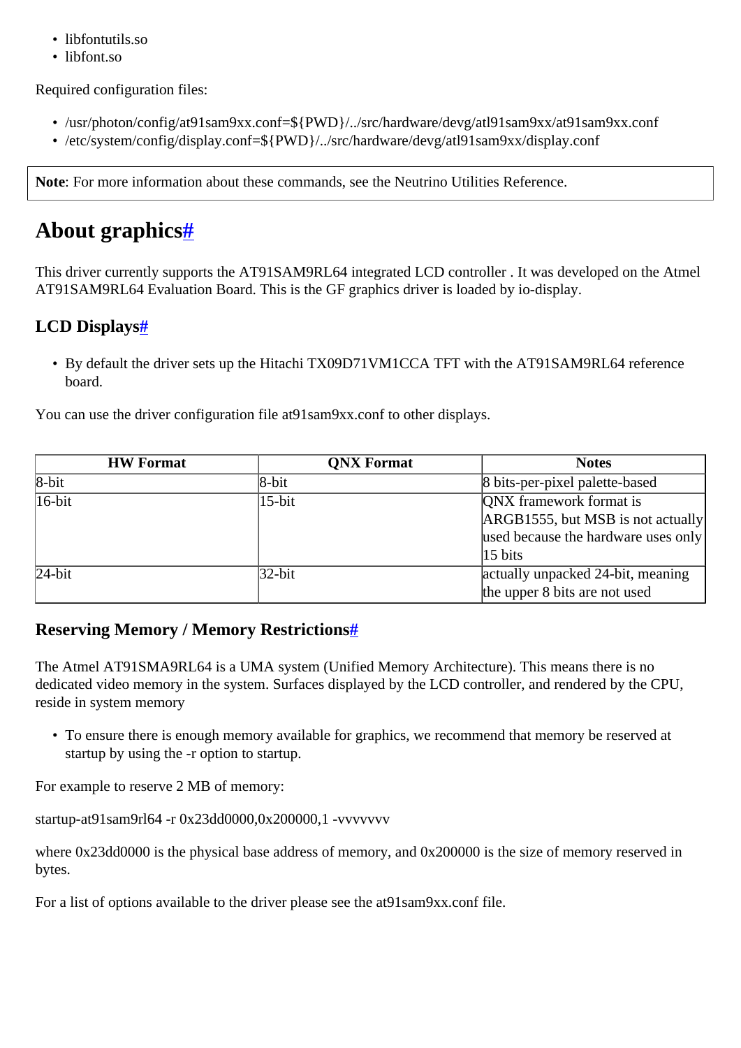- libfontutils.so
- libfont.so

Required configuration files:

- /usr/photon/config/at91sam9xx.conf=${PWD}/../src/hardware/devg/atl91sam9xx/at91sam9xx.conf
- /etc/system/config/display.conf=${PWD}/../src/hardware/devg/atl91sam9xx/display.conf

**Note**: For more information about these commands, see the Neutrino Utilities Reference.

# About graphics#

This driver currently supports the AT91SAM9RL64 integrated LCD controller . It was developed on the Atmel AT91SAM9RL64 Evaluation Board. This is the GF graphics driver is loaded by io-display.

### LCD Displays#

- By default the driver sets up the Hitachi TX09D71VM1CCA TFT with the AT91SAM9RL64 reference board.

You can use the driver configuration file at91sam9xx.conf to other displays.

| HW Format | QNX Format | Notes |
|---|---|---|
| 8-bit | 8-bit | 8 bits-per-pixel palette-based |
| 16-bit | 15-bit | QNX framework format is ARGB1555, but MSB is not actually used because the hardware uses only 15 bits |
| 24-bit | 32-bit | actually unpacked 24-bit, meaning the upper 8 bits are not used |

### Reserving Memory / Memory Restrictions#

The Atmel AT91SMA9RL64 is a UMA system (Unified Memory Architecture). This means there is no dedicated video memory in the system. Surfaces displayed by the LCD controller, and rendered by the CPU, reside in system memory

- To ensure there is enough memory available for graphics, we recommend that memory be reserved at startup by using the -r option to startup.

For example to reserve 2 MB of memory:

startup-at91sam9rl64 -r 0x23dd0000,0x200000,1 -vvvvvvv

where 0x23dd0000 is the physical base address of memory, and 0x200000 is the size of memory reserved in bytes.

For a list of options available to the driver please see the at91sam9xx.conf file.